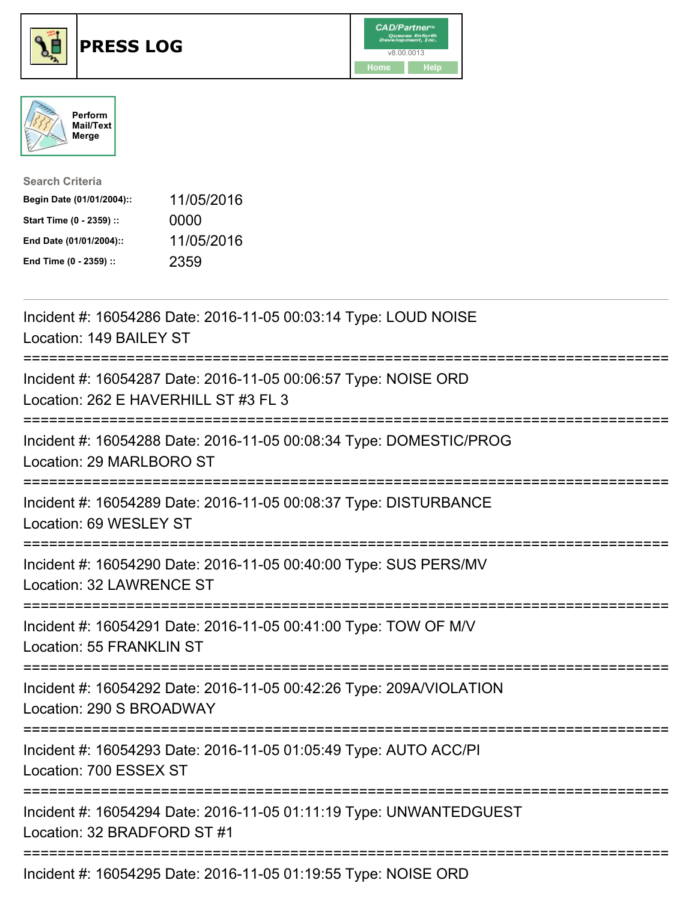# PRESS LOG

Perform Mail/Text Merge

**Search Criteria**

| | |
|---|---|
| Begin Date (01/01/2004):: | 11/05/2016 |
| Start Time (0 - 2359) :: | 0000 |
| End Date (01/01/2004):: | 11/05/2016 |
| End Time (0 - 2359) :: | 2359 |

---

Incident #: 16054286 Date: 2016-11-05 00:03:14 Type: LOUD NOISE
Location: 149 BAILEY ST

===========================================================================

Incident #: 16054287 Date: 2016-11-05 00:06:57 Type: NOISE ORD
Location: 262 E HAVERHILL ST #3 FL 3

===========================================================================

Incident #: 16054288 Date: 2016-11-05 00:08:34 Type: DOMESTIC/PROG
Location: 29 MARLBORO ST

===========================================================================

Incident #: 16054289 Date: 2016-11-05 00:08:37 Type: DISTURBANCE
Location: 69 WESLEY ST

===========================================================================

Incident #: 16054290 Date: 2016-11-05 00:40:00 Type: SUS PERS/MV
Location: 32 LAWRENCE ST

===========================================================================

Incident #: 16054291 Date: 2016-11-05 00:41:00 Type: TOW OF M/V
Location: 55 FRANKLIN ST

===========================================================================

Incident #: 16054292 Date: 2016-11-05 00:42:26 Type: 209A/VIOLATION
Location: 290 S BROADWAY

===========================================================================

Incident #: 16054293 Date: 2016-11-05 01:05:49 Type: AUTO ACC/PI
Location: 700 ESSEX ST

===========================================================================

Incident #: 16054294 Date: 2016-11-05 01:11:19 Type: UNWANTEDGUEST
Location: 32 BRADFORD ST #1

===========================================================================

Incident #: 16054295 Date: 2016-11-05 01:19:55 Type: NOISE ORD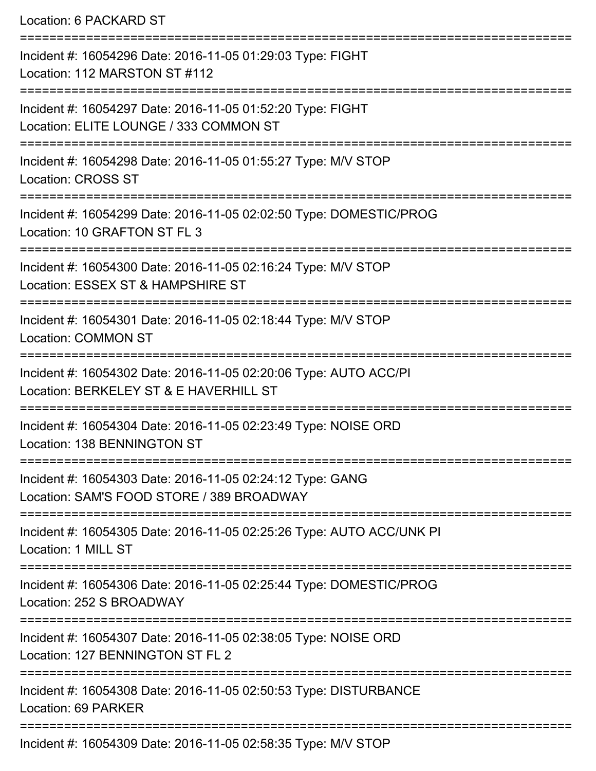Location: 6 PACKARD ST

===========================================================================

Incident #: 16054296 Date: 2016-11-05 01:29:03 Type: FIGHT
Location: 112 MARSTON ST #112

===========================================================================

Incident #: 16054297 Date: 2016-11-05 01:52:20 Type: FIGHT
Location: ELITE LOUNGE / 333 COMMON ST

===========================================================================

Incident #: 16054298 Date: 2016-11-05 01:55:27 Type: M/V STOP
Location: CROSS ST

===========================================================================

Incident #: 16054299 Date: 2016-11-05 02:02:50 Type: DOMESTIC/PROG
Location: 10 GRAFTON ST FL 3

===========================================================================

Incident #: 16054300 Date: 2016-11-05 02:16:24 Type: M/V STOP
Location: ESSEX ST & HAMPSHIRE ST

===========================================================================

Incident #: 16054301 Date: 2016-11-05 02:18:44 Type: M/V STOP
Location: COMMON ST

===========================================================================

Incident #: 16054302 Date: 2016-11-05 02:20:06 Type: AUTO ACC/PI
Location: BERKELEY ST & E HAVERHILL ST

===========================================================================

Incident #: 16054304 Date: 2016-11-05 02:23:49 Type: NOISE ORD
Location: 138 BENNINGTON ST

===========================================================================

Incident #: 16054303 Date: 2016-11-05 02:24:12 Type: GANG
Location: SAM'S FOOD STORE / 389 BROADWAY

===========================================================================

Incident #: 16054305 Date: 2016-11-05 02:25:26 Type: AUTO ACC/UNK PI
Location: 1 MILL ST

===========================================================================

Incident #: 16054306 Date: 2016-11-05 02:25:44 Type: DOMESTIC/PROG
Location: 252 S BROADWAY

===========================================================================

Incident #: 16054307 Date: 2016-11-05 02:38:05 Type: NOISE ORD
Location: 127 BENNINGTON ST FL 2

===========================================================================

Incident #: 16054308 Date: 2016-11-05 02:50:53 Type: DISTURBANCE
Location: 69 PARKER

===========================================================================

Incident #: 16054309 Date: 2016-11-05 02:58:35 Type: M/V STOP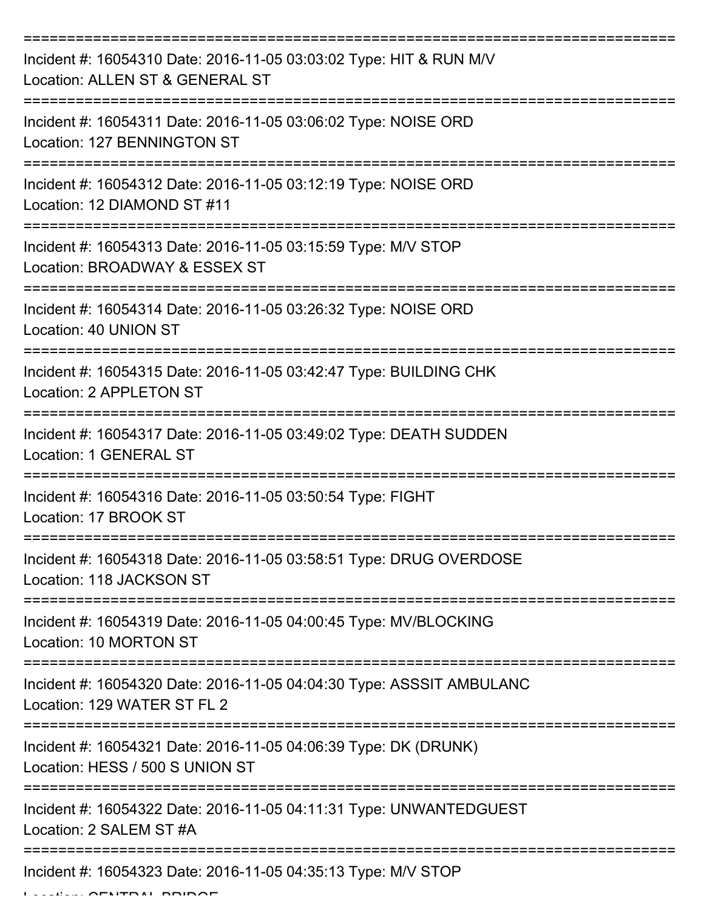===========================================================================

Incident #: 16054310 Date: 2016-11-05 03:03:02 Type: HIT & RUN M/V
Location: ALLEN ST & GENERAL ST

===========================================================================

Incident #: 16054311 Date: 2016-11-05 03:06:02 Type: NOISE ORD
Location: 127 BENNINGTON ST

===========================================================================

Incident #: 16054312 Date: 2016-11-05 03:12:19 Type: NOISE ORD
Location: 12 DIAMOND ST #11

===========================================================================

Incident #: 16054313 Date: 2016-11-05 03:15:59 Type: M/V STOP
Location: BROADWAY & ESSEX ST

===========================================================================

Incident #: 16054314 Date: 2016-11-05 03:26:32 Type: NOISE ORD
Location: 40 UNION ST

===========================================================================

Incident #: 16054315 Date: 2016-11-05 03:42:47 Type: BUILDING CHK
Location: 2 APPLETON ST

===========================================================================

Incident #: 16054317 Date: 2016-11-05 03:49:02 Type: DEATH SUDDEN
Location: 1 GENERAL ST

===========================================================================

Incident #: 16054316 Date: 2016-11-05 03:50:54 Type: FIGHT
Location: 17 BROOK ST

===========================================================================

Incident #: 16054318 Date: 2016-11-05 03:58:51 Type: DRUG OVERDOSE
Location: 118 JACKSON ST

===========================================================================

Incident #: 16054319 Date: 2016-11-05 04:00:45 Type: MV/BLOCKING
Location: 10 MORTON ST

===========================================================================

Incident #: 16054320 Date: 2016-11-05 04:04:30 Type: ASSSIT AMBULANC
Location: 129 WATER ST FL 2

===========================================================================

Incident #: 16054321 Date: 2016-11-05 04:06:39 Type: DK (DRUNK)
Location: HESS / 500 S UNION ST

===========================================================================

Incident #: 16054322 Date: 2016-11-05 04:11:31 Type: UNWANTEDGUEST
Location: 2 SALEM ST #A

===========================================================================

Incident #: 16054323 Date: 2016-11-05 04:35:13 Type: M/V STOP
Location: CENTRAL BRIDGE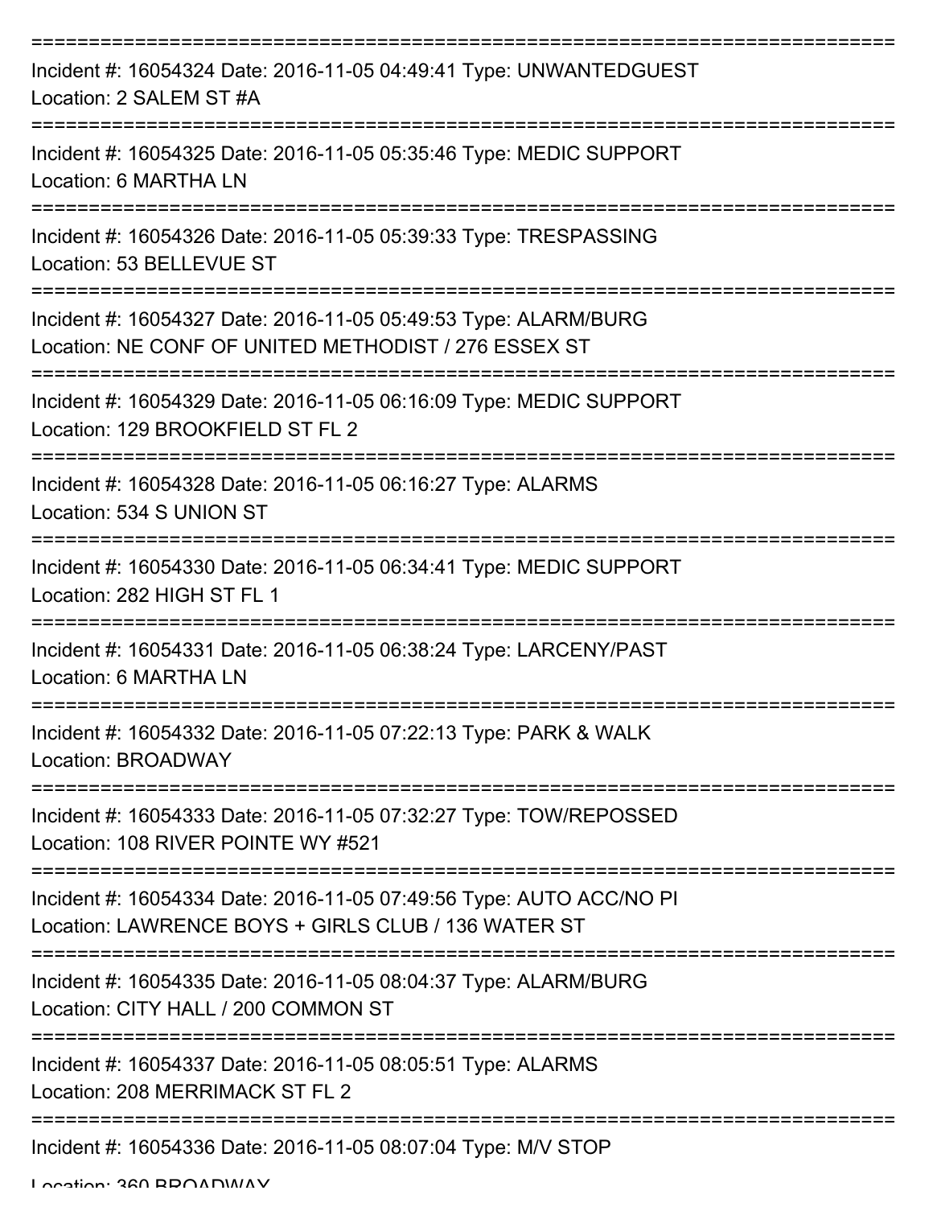===========================================================================

Incident #: 16054324 Date: 2016-11-05 04:49:41 Type: UNWANTEDGUEST
Location: 2 SALEM ST #A

===========================================================================

Incident #: 16054325 Date: 2016-11-05 05:35:46 Type: MEDIC SUPPORT
Location: 6 MARTHA LN

===========================================================================

Incident #: 16054326 Date: 2016-11-05 05:39:33 Type: TRESPASSING
Location: 53 BELLEVUE ST

===========================================================================

Incident #: 16054327 Date: 2016-11-05 05:49:53 Type: ALARM/BURG
Location: NE CONF OF UNITED METHODIST / 276 ESSEX ST

===========================================================================

Incident #: 16054329 Date: 2016-11-05 06:16:09 Type: MEDIC SUPPORT
Location: 129 BROOKFIELD ST FL 2

===========================================================================

Incident #: 16054328 Date: 2016-11-05 06:16:27 Type: ALARMS
Location: 534 S UNION ST

===========================================================================

Incident #: 16054330 Date: 2016-11-05 06:34:41 Type: MEDIC SUPPORT
Location: 282 HIGH ST FL 1

===========================================================================

Incident #: 16054331 Date: 2016-11-05 06:38:24 Type: LARCENY/PAST
Location: 6 MARTHA LN

===========================================================================

Incident #: 16054332 Date: 2016-11-05 07:22:13 Type: PARK & WALK
Location: BROADWAY

===========================================================================

Incident #: 16054333 Date: 2016-11-05 07:32:27 Type: TOW/REPOSSED
Location: 108 RIVER POINTE WY #521

===========================================================================

Incident #: 16054334 Date: 2016-11-05 07:49:56 Type: AUTO ACC/NO PI
Location: LAWRENCE BOYS + GIRLS CLUB / 136 WATER ST

===========================================================================

Incident #: 16054335 Date: 2016-11-05 08:04:37 Type: ALARM/BURG
Location: CITY HALL / 200 COMMON ST

===========================================================================

Incident #: 16054337 Date: 2016-11-05 08:05:51 Type: ALARMS
Location: 208 MERRIMACK ST FL 2

===========================================================================

Incident #: 16054336 Date: 2016-11-05 08:07:04 Type: M/V STOP
Location: 360 BROADWAY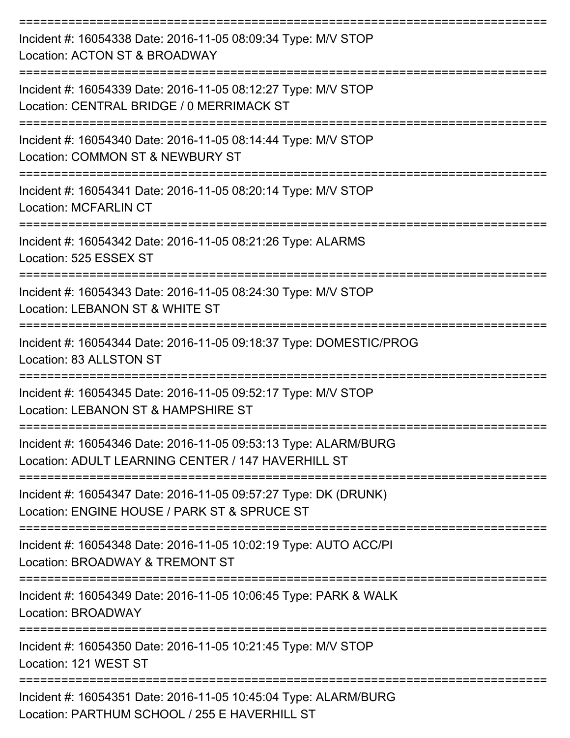===========================================================================

Incident #: 16054338 Date: 2016-11-05 08:09:34 Type: M/V STOP
Location: ACTON ST & BROADWAY

===========================================================================

Incident #: 16054339 Date: 2016-11-05 08:12:27 Type: M/V STOP
Location: CENTRAL BRIDGE / 0 MERRIMACK ST

===========================================================================

Incident #: 16054340 Date: 2016-11-05 08:14:44 Type: M/V STOP
Location: COMMON ST & NEWBURY ST

===========================================================================

Incident #: 16054341 Date: 2016-11-05 08:20:14 Type: M/V STOP
Location: MCFARLIN CT

===========================================================================

Incident #: 16054342 Date: 2016-11-05 08:21:26 Type: ALARMS
Location: 525 ESSEX ST

===========================================================================

Incident #: 16054343 Date: 2016-11-05 08:24:30 Type: M/V STOP
Location: LEBANON ST & WHITE ST

===========================================================================

Incident #: 16054344 Date: 2016-11-05 09:18:37 Type: DOMESTIC/PROG
Location: 83 ALLSTON ST

===========================================================================

Incident #: 16054345 Date: 2016-11-05 09:52:17 Type: M/V STOP
Location: LEBANON ST & HAMPSHIRE ST

===========================================================================

Incident #: 16054346 Date: 2016-11-05 09:53:13 Type: ALARM/BURG
Location: ADULT LEARNING CENTER / 147 HAVERHILL ST

===========================================================================

Incident #: 16054347 Date: 2016-11-05 09:57:27 Type: DK (DRUNK)
Location: ENGINE HOUSE / PARK ST & SPRUCE ST

===========================================================================

Incident #: 16054348 Date: 2016-11-05 10:02:19 Type: AUTO ACC/PI
Location: BROADWAY & TREMONT ST

===========================================================================

Incident #: 16054349 Date: 2016-11-05 10:06:45 Type: PARK & WALK
Location: BROADWAY

===========================================================================

Incident #: 16054350 Date: 2016-11-05 10:21:45 Type: M/V STOP
Location: 121 WEST ST

===========================================================================

Incident #: 16054351 Date: 2016-11-05 10:45:04 Type: ALARM/BURG
Location: PARTHUM SCHOOL / 255 E HAVERHILL ST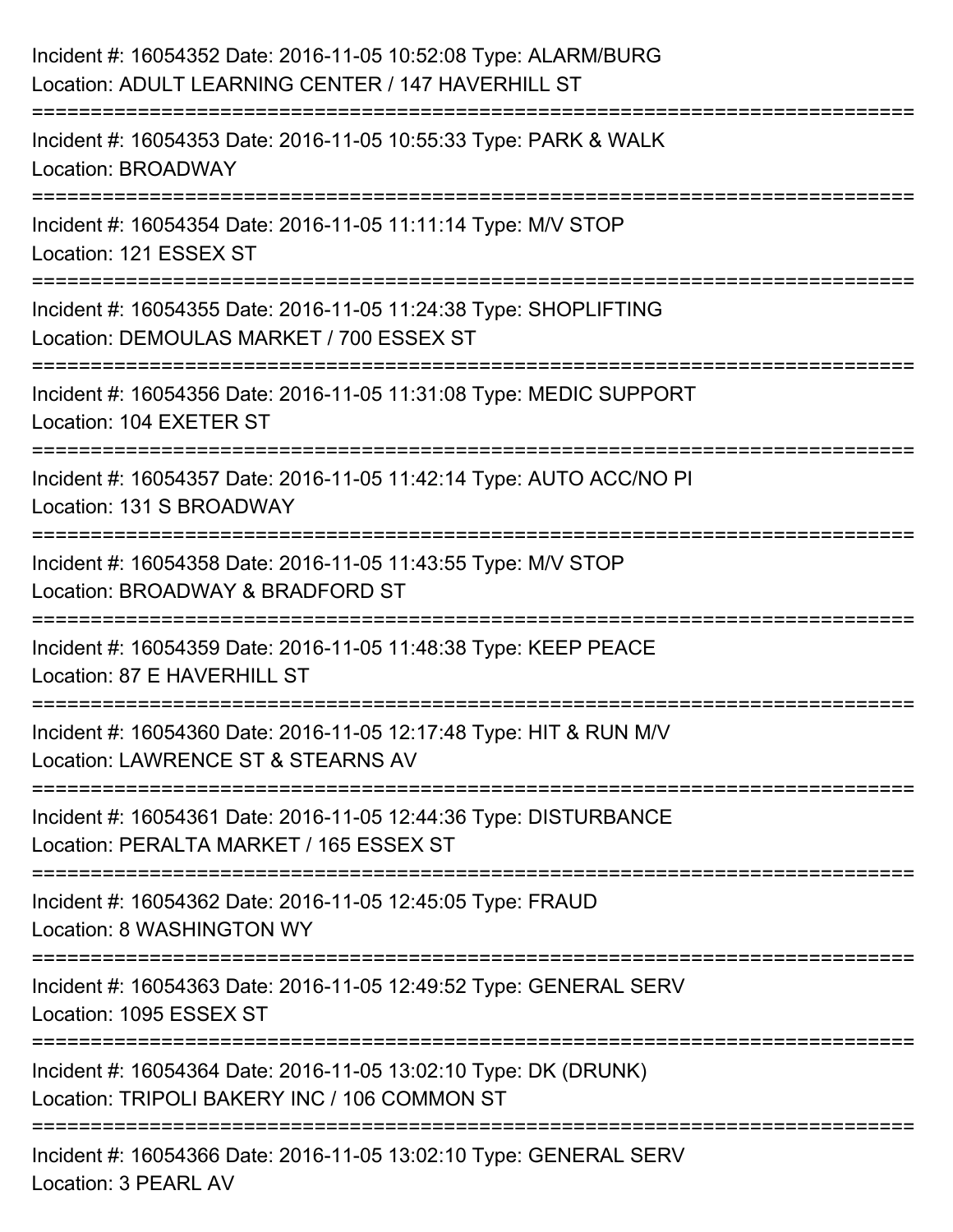Incident #: 16054352 Date: 2016-11-05 10:52:08 Type: ALARM/BURG
Location: ADULT LEARNING CENTER / 147 HAVERHILL ST

===========================================================================

Incident #: 16054353 Date: 2016-11-05 10:55:33 Type: PARK & WALK
Location: BROADWAY

===========================================================================

Incident #: 16054354 Date: 2016-11-05 11:11:14 Type: M/V STOP
Location: 121 ESSEX ST

===========================================================================

Incident #: 16054355 Date: 2016-11-05 11:24:38 Type: SHOPLIFTING
Location: DEMOULAS MARKET / 700 ESSEX ST

===========================================================================

Incident #: 16054356 Date: 2016-11-05 11:31:08 Type: MEDIC SUPPORT
Location: 104 EXETER ST

===========================================================================

Incident #: 16054357 Date: 2016-11-05 11:42:14 Type: AUTO ACC/NO PI
Location: 131 S BROADWAY

===========================================================================

Incident #: 16054358 Date: 2016-11-05 11:43:55 Type: M/V STOP
Location: BROADWAY & BRADFORD ST

===========================================================================

Incident #: 16054359 Date: 2016-11-05 11:48:38 Type: KEEP PEACE
Location: 87 E HAVERHILL ST

===========================================================================

Incident #: 16054360 Date: 2016-11-05 12:17:48 Type: HIT & RUN M/V
Location: LAWRENCE ST & STEARNS AV

===========================================================================

Incident #: 16054361 Date: 2016-11-05 12:44:36 Type: DISTURBANCE
Location: PERALTA MARKET / 165 ESSEX ST

===========================================================================

Incident #: 16054362 Date: 2016-11-05 12:45:05 Type: FRAUD
Location: 8 WASHINGTON WY

===========================================================================

Incident #: 16054363 Date: 2016-11-05 12:49:52 Type: GENERAL SERV
Location: 1095 ESSEX ST

===========================================================================

Incident #: 16054364 Date: 2016-11-05 13:02:10 Type: DK (DRUNK)
Location: TRIPOLI BAKERY INC / 106 COMMON ST

===========================================================================

Incident #: 16054366 Date: 2016-11-05 13:02:10 Type: GENERAL SERV
Location: 3 PEARL AV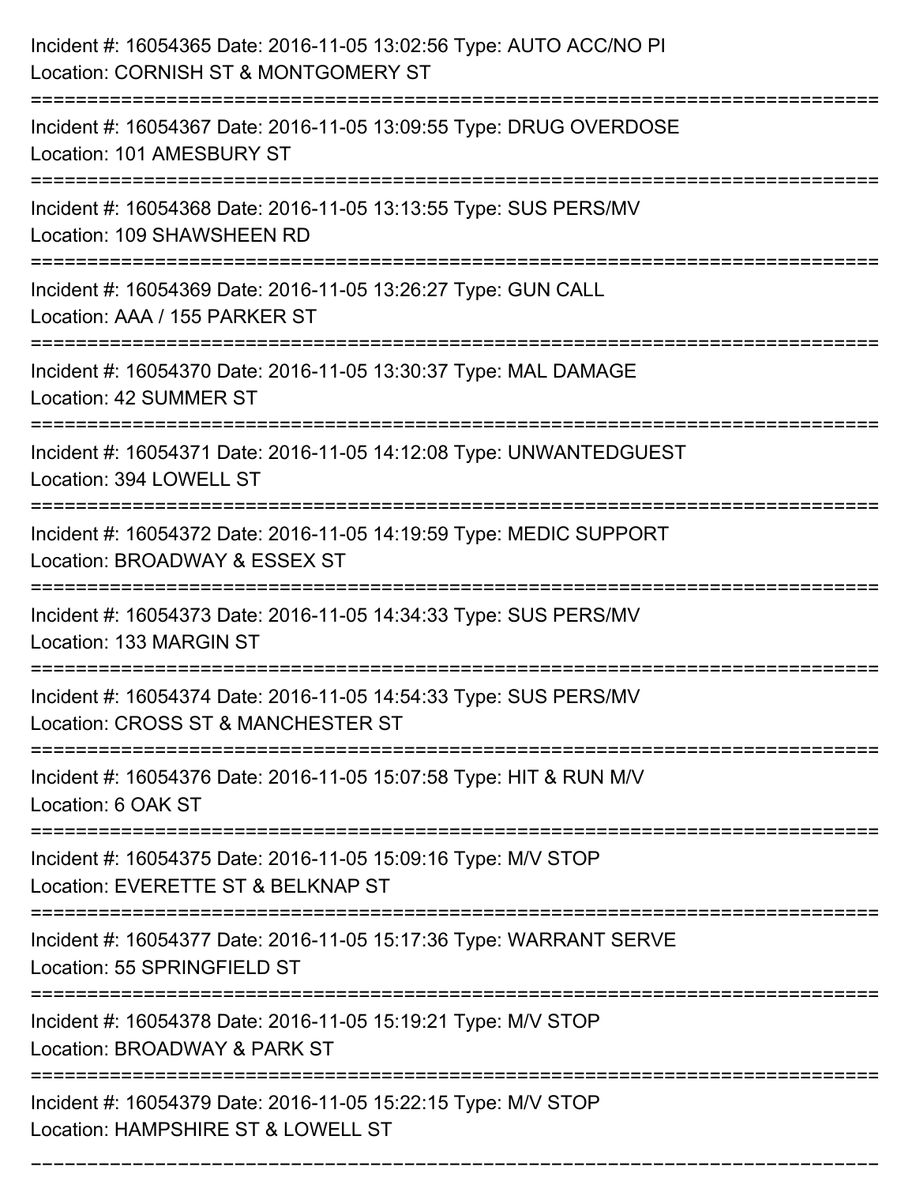Incident #: 16054365 Date: 2016-11-05 13:02:56 Type: AUTO ACC/NO PI
Location: CORNISH ST & MONTGOMERY ST

===========================================================================

Incident #: 16054367 Date: 2016-11-05 13:09:55 Type: DRUG OVERDOSE
Location: 101 AMESBURY ST

===========================================================================

Incident #: 16054368 Date: 2016-11-05 13:13:55 Type: SUS PERS/MV
Location: 109 SHAWSHEEN RD

===========================================================================

Incident #: 16054369 Date: 2016-11-05 13:26:27 Type: GUN CALL
Location: AAA / 155 PARKER ST

===========================================================================

Incident #: 16054370 Date: 2016-11-05 13:30:37 Type: MAL DAMAGE
Location: 42 SUMMER ST

===========================================================================

Incident #: 16054371 Date: 2016-11-05 14:12:08 Type: UNWANTEDGUEST
Location: 394 LOWELL ST

===========================================================================

Incident #: 16054372 Date: 2016-11-05 14:19:59 Type: MEDIC SUPPORT
Location: BROADWAY & ESSEX ST

===========================================================================

Incident #: 16054373 Date: 2016-11-05 14:34:33 Type: SUS PERS/MV
Location: 133 MARGIN ST

===========================================================================

Incident #: 16054374 Date: 2016-11-05 14:54:33 Type: SUS PERS/MV
Location: CROSS ST & MANCHESTER ST

===========================================================================

Incident #: 16054376 Date: 2016-11-05 15:07:58 Type: HIT & RUN M/V
Location: 6 OAK ST

===========================================================================

Incident #: 16054375 Date: 2016-11-05 15:09:16 Type: M/V STOP
Location: EVERETTE ST & BELKNAP ST

===========================================================================

Incident #: 16054377 Date: 2016-11-05 15:17:36 Type: WARRANT SERVE
Location: 55 SPRINGFIELD ST

===========================================================================

Incident #: 16054378 Date: 2016-11-05 15:19:21 Type: M/V STOP
Location: BROADWAY & PARK ST

===========================================================================

Incident #: 16054379 Date: 2016-11-05 15:22:15 Type: M/V STOP
Location: HAMPSHIRE ST & LOWELL ST

===========================================================================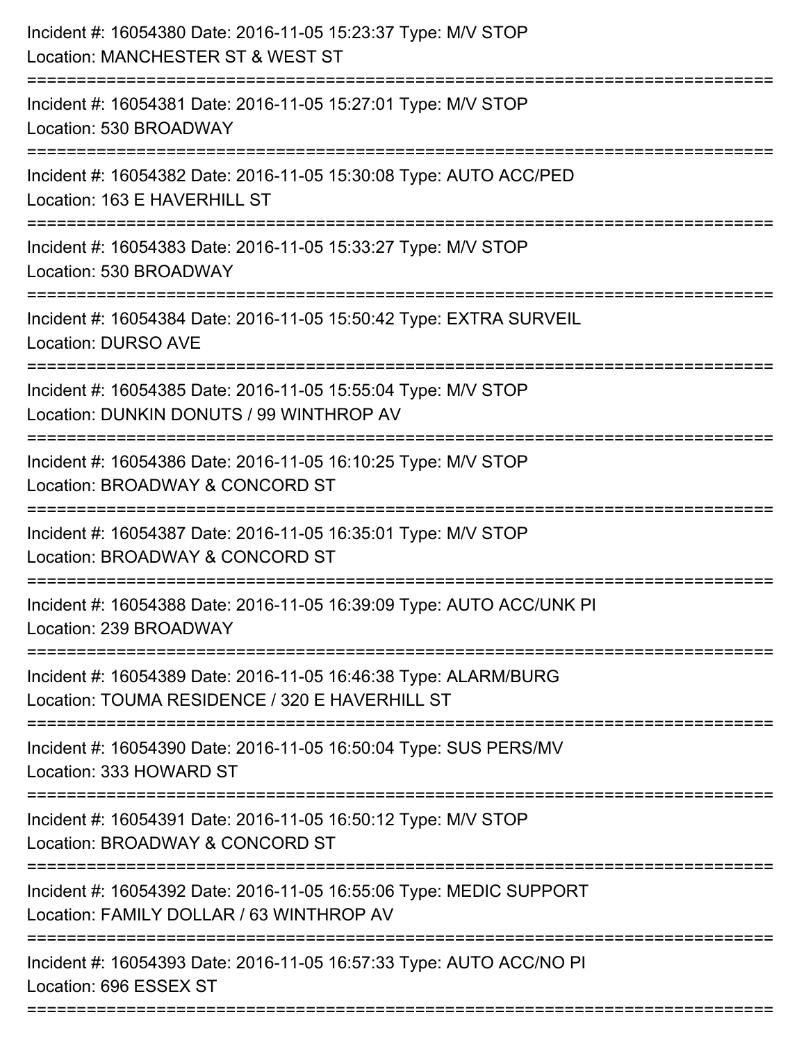Incident #: 16054380 Date: 2016-11-05 15:23:37 Type: M/V STOP
Location: MANCHESTER ST & WEST ST

===========================================================================

Incident #: 16054381 Date: 2016-11-05 15:27:01 Type: M/V STOP
Location: 530 BROADWAY

===========================================================================

Incident #: 16054382 Date: 2016-11-05 15:30:08 Type: AUTO ACC/PED
Location: 163 E HAVERHILL ST

===========================================================================

Incident #: 16054383 Date: 2016-11-05 15:33:27 Type: M/V STOP
Location: 530 BROADWAY

===========================================================================

Incident #: 16054384 Date: 2016-11-05 15:50:42 Type: EXTRA SURVEIL
Location: DURSO AVE

===========================================================================

Incident #: 16054385 Date: 2016-11-05 15:55:04 Type: M/V STOP
Location: DUNKIN DONUTS / 99 WINTHROP AV

===========================================================================

Incident #: 16054386 Date: 2016-11-05 16:10:25 Type: M/V STOP
Location: BROADWAY & CONCORD ST

===========================================================================

Incident #: 16054387 Date: 2016-11-05 16:35:01 Type: M/V STOP
Location: BROADWAY & CONCORD ST

===========================================================================

Incident #: 16054388 Date: 2016-11-05 16:39:09 Type: AUTO ACC/UNK PI
Location: 239 BROADWAY

===========================================================================

Incident #: 16054389 Date: 2016-11-05 16:46:38 Type: ALARM/BURG
Location: TOUMA RESIDENCE / 320 E HAVERHILL ST

===========================================================================

Incident #: 16054390 Date: 2016-11-05 16:50:04 Type: SUS PERS/MV
Location: 333 HOWARD ST

===========================================================================

Incident #: 16054391 Date: 2016-11-05 16:50:12 Type: M/V STOP
Location: BROADWAY & CONCORD ST

===========================================================================

Incident #: 16054392 Date: 2016-11-05 16:55:06 Type: MEDIC SUPPORT
Location: FAMILY DOLLAR / 63 WINTHROP AV

===========================================================================

Incident #: 16054393 Date: 2016-11-05 16:57:33 Type: AUTO ACC/NO PI
Location: 696 ESSEX ST

===========================================================================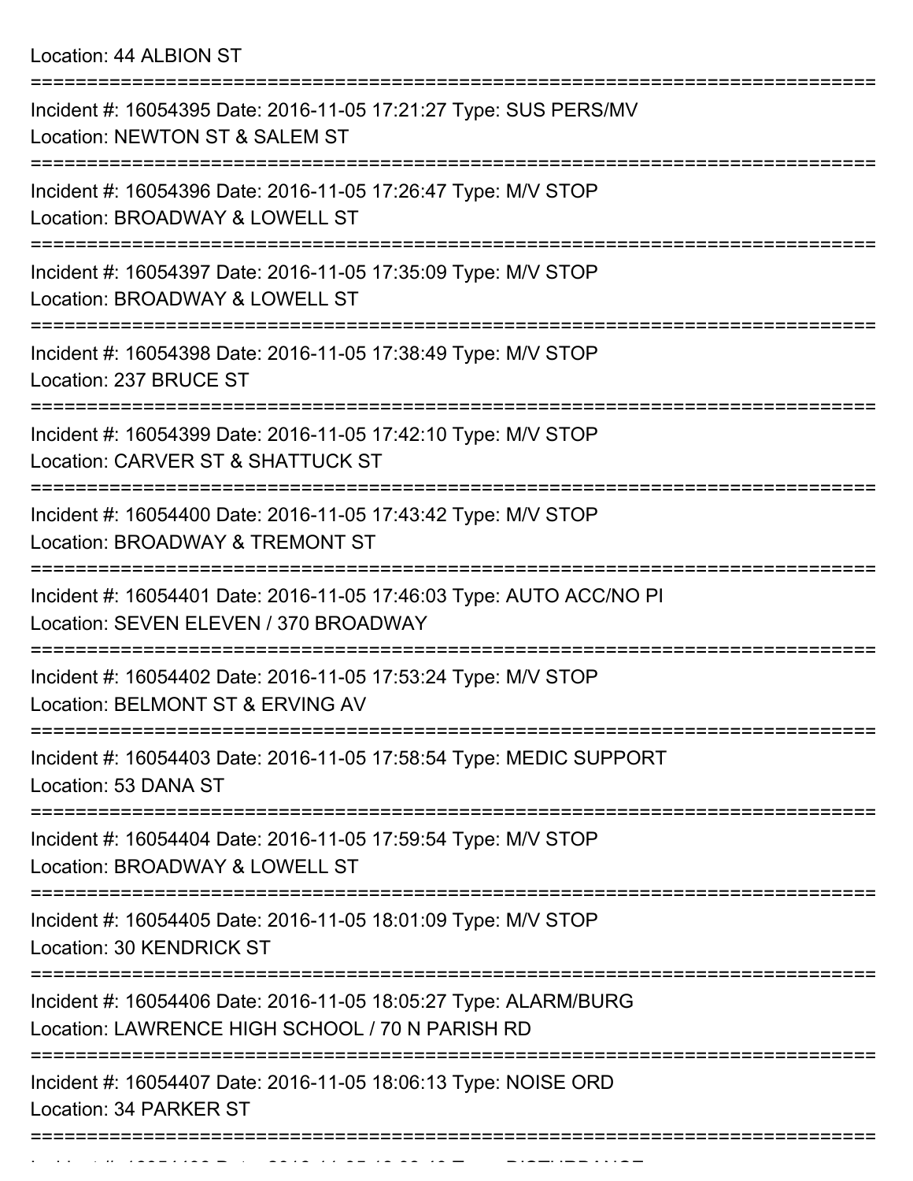Location: 44 ALBION ST

===========================================================================

Incident #: 16054395 Date: 2016-11-05 17:21:27 Type: SUS PERS/MV
Location: NEWTON ST & SALEM ST

===========================================================================

Incident #: 16054396 Date: 2016-11-05 17:26:47 Type: M/V STOP
Location: BROADWAY & LOWELL ST

===========================================================================

Incident #: 16054397 Date: 2016-11-05 17:35:09 Type: M/V STOP
Location: BROADWAY & LOWELL ST

===========================================================================

Incident #: 16054398 Date: 2016-11-05 17:38:49 Type: M/V STOP
Location: 237 BRUCE ST

===========================================================================

Incident #: 16054399 Date: 2016-11-05 17:42:10 Type: M/V STOP
Location: CARVER ST & SHATTUCK ST

===========================================================================

Incident #: 16054400 Date: 2016-11-05 17:43:42 Type: M/V STOP
Location: BROADWAY & TREMONT ST

===========================================================================

Incident #: 16054401 Date: 2016-11-05 17:46:03 Type: AUTO ACC/NO PI
Location: SEVEN ELEVEN / 370 BROADWAY

===========================================================================

Incident #: 16054402 Date: 2016-11-05 17:53:24 Type: M/V STOP
Location: BELMONT ST & ERVING AV

===========================================================================

Incident #: 16054403 Date: 2016-11-05 17:58:54 Type: MEDIC SUPPORT
Location: 53 DANA ST

===========================================================================

Incident #: 16054404 Date: 2016-11-05 17:59:54 Type: M/V STOP
Location: BROADWAY & LOWELL ST

===========================================================================

Incident #: 16054405 Date: 2016-11-05 18:01:09 Type: M/V STOP
Location: 30 KENDRICK ST

===========================================================================

Incident #: 16054406 Date: 2016-11-05 18:05:27 Type: ALARM/BURG
Location: LAWRENCE HIGH SCHOOL / 70 N PARISH RD

===========================================================================

Incident #: 16054407 Date: 2016-11-05 18:06:13 Type: NOISE ORD
Location: 34 PARKER ST

===========================================================================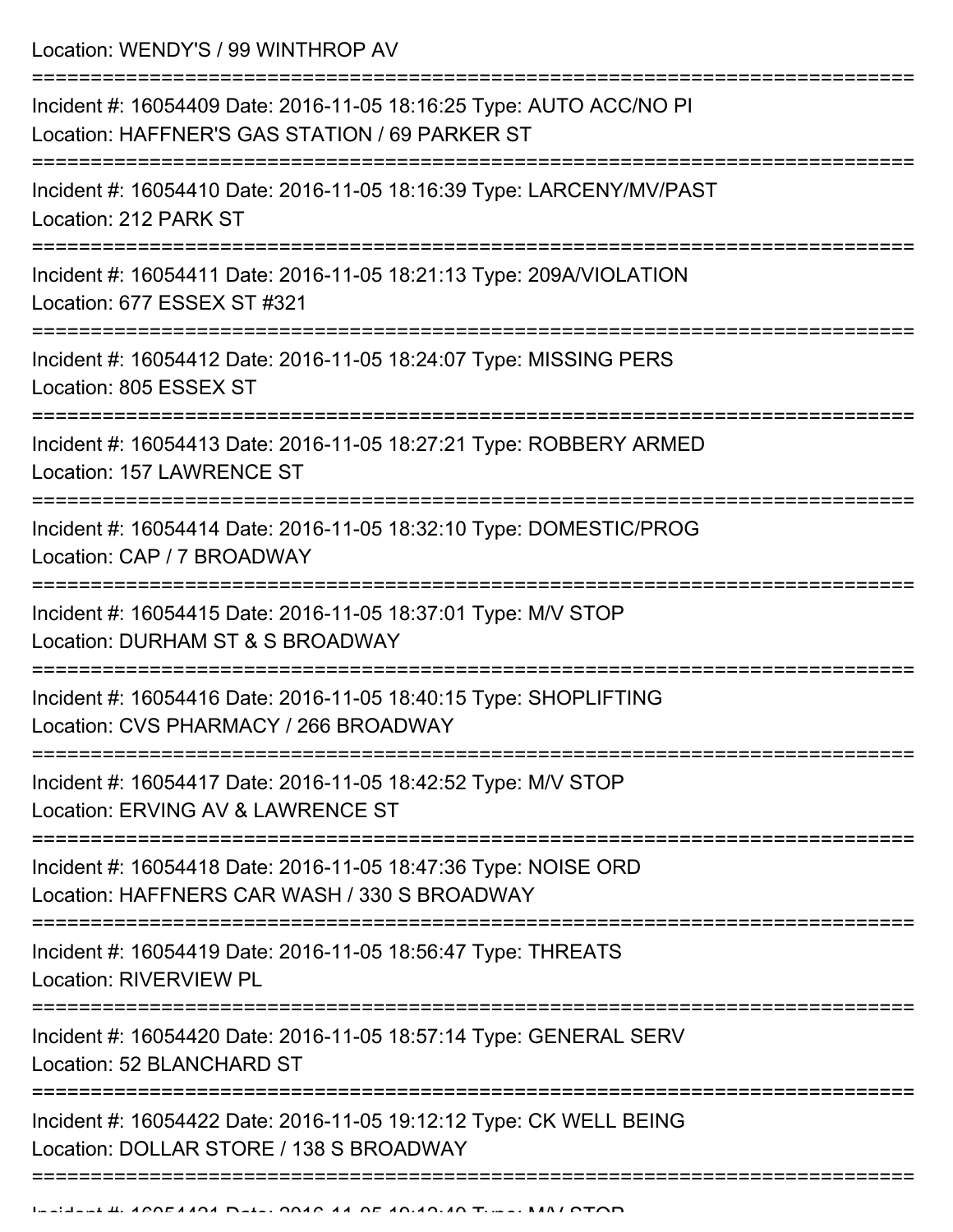Location: WENDY'S / 99 WINTHROP AV

===========================================================================

Incident #: 16054409 Date: 2016-11-05 18:16:25 Type: AUTO ACC/NO PI
Location: HAFFNER'S GAS STATION / 69 PARKER ST

===========================================================================

Incident #: 16054410 Date: 2016-11-05 18:16:39 Type: LARCENY/MV/PAST
Location: 212 PARK ST

===========================================================================

Incident #: 16054411 Date: 2016-11-05 18:21:13 Type: 209A/VIOLATION
Location: 677 ESSEX ST #321

===========================================================================

Incident #: 16054412 Date: 2016-11-05 18:24:07 Type: MISSING PERS
Location: 805 ESSEX ST

===========================================================================

Incident #: 16054413 Date: 2016-11-05 18:27:21 Type: ROBBERY ARMED
Location: 157 LAWRENCE ST

===========================================================================

Incident #: 16054414 Date: 2016-11-05 18:32:10 Type: DOMESTIC/PROG
Location: CAP / 7 BROADWAY

===========================================================================

Incident #: 16054415 Date: 2016-11-05 18:37:01 Type: M/V STOP
Location: DURHAM ST & S BROADWAY

===========================================================================

Incident #: 16054416 Date: 2016-11-05 18:40:15 Type: SHOPLIFTING
Location: CVS PHARMACY / 266 BROADWAY

===========================================================================

Incident #: 16054417 Date: 2016-11-05 18:42:52 Type: M/V STOP
Location: ERVING AV & LAWRENCE ST

===========================================================================

Incident #: 16054418 Date: 2016-11-05 18:47:36 Type: NOISE ORD
Location: HAFFNERS CAR WASH / 330 S BROADWAY

===========================================================================

Incident #: 16054419 Date: 2016-11-05 18:56:47 Type: THREATS
Location: RIVERVIEW PL

===========================================================================

Incident #: 16054420 Date: 2016-11-05 18:57:14 Type: GENERAL SERV
Location: 52 BLANCHARD ST

===========================================================================

Incident #: 16054422 Date: 2016-11-05 19:12:12 Type: CK WELL BEING
Location: DOLLAR STORE / 138 S BROADWAY

===========================================================================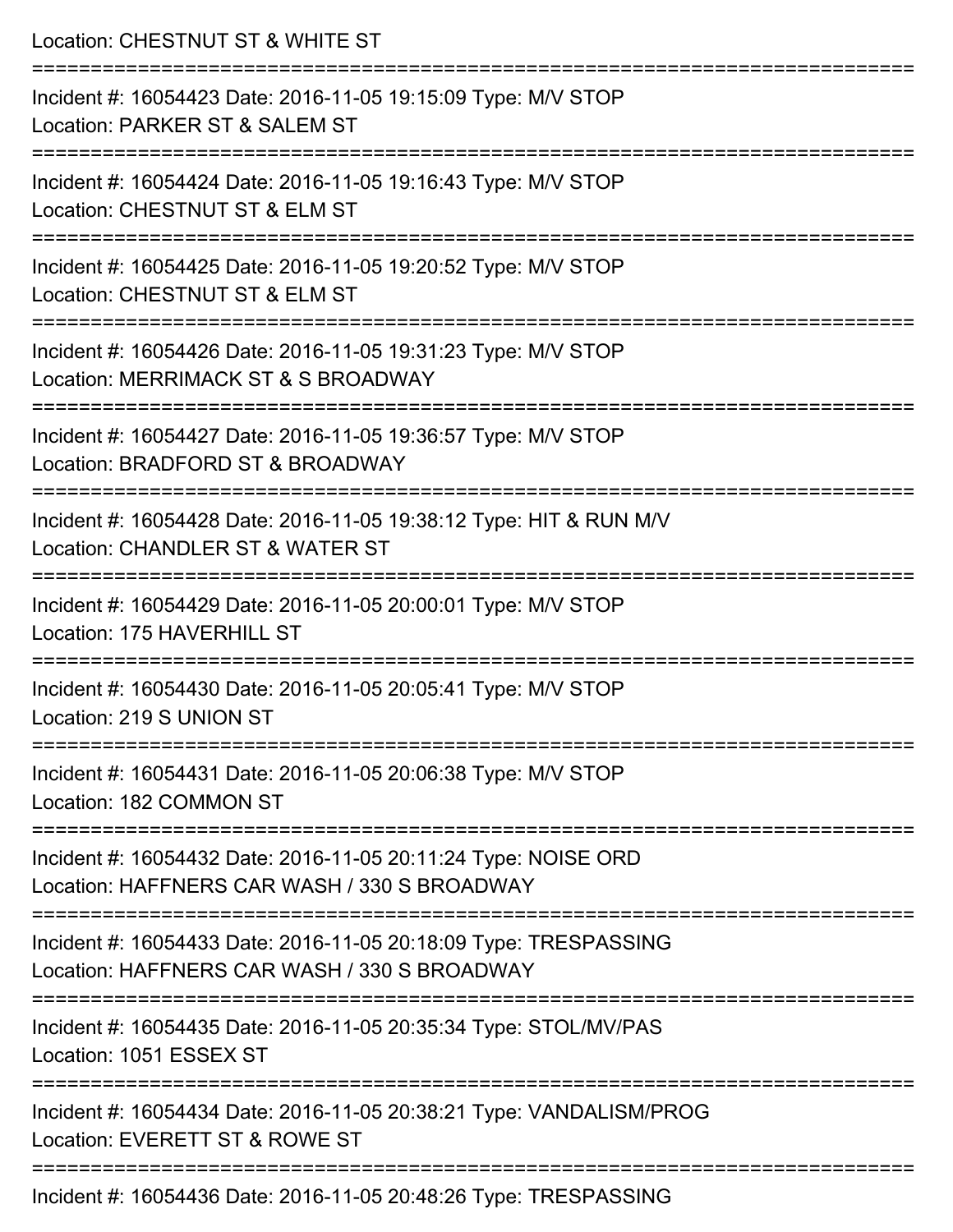Location: CHESTNUT ST & WHITE ST

===========================================================================

Incident #: 16054423 Date: 2016-11-05 19:15:09 Type: M/V STOP
Location: PARKER ST & SALEM ST

===========================================================================

Incident #: 16054424 Date: 2016-11-05 19:16:43 Type: M/V STOP
Location: CHESTNUT ST & ELM ST

===========================================================================

Incident #: 16054425 Date: 2016-11-05 19:20:52 Type: M/V STOP
Location: CHESTNUT ST & ELM ST

===========================================================================

Incident #: 16054426 Date: 2016-11-05 19:31:23 Type: M/V STOP
Location: MERRIMACK ST & S BROADWAY

===========================================================================

Incident #: 16054427 Date: 2016-11-05 19:36:57 Type: M/V STOP
Location: BRADFORD ST & BROADWAY

===========================================================================

Incident #: 16054428 Date: 2016-11-05 19:38:12 Type: HIT & RUN M/V
Location: CHANDLER ST & WATER ST

===========================================================================

Incident #: 16054429 Date: 2016-11-05 20:00:01 Type: M/V STOP
Location: 175 HAVERHILL ST

===========================================================================

Incident #: 16054430 Date: 2016-11-05 20:05:41 Type: M/V STOP
Location: 219 S UNION ST

===========================================================================

Incident #: 16054431 Date: 2016-11-05 20:06:38 Type: M/V STOP
Location: 182 COMMON ST

===========================================================================

Incident #: 16054432 Date: 2016-11-05 20:11:24 Type: NOISE ORD
Location: HAFFNERS CAR WASH / 330 S BROADWAY

===========================================================================

Incident #: 16054433 Date: 2016-11-05 20:18:09 Type: TRESPASSING
Location: HAFFNERS CAR WASH / 330 S BROADWAY

===========================================================================

Incident #: 16054435 Date: 2016-11-05 20:35:34 Type: STOL/MV/PAS
Location: 1051 ESSEX ST

===========================================================================

Incident #: 16054434 Date: 2016-11-05 20:38:21 Type: VANDALISM/PROG
Location: EVERETT ST & ROWE ST

===========================================================================

Incident #: 16054436 Date: 2016-11-05 20:48:26 Type: TRESPASSING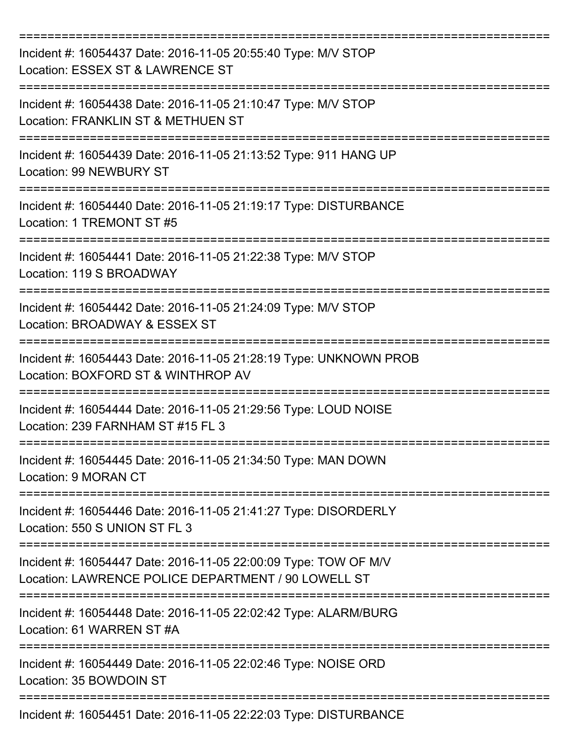===========================================================================
Incident #: 16054437 Date: 2016-11-05 20:55:40 Type: M/V STOP
Location: ESSEX ST & LAWRENCE ST
===========================================================================
Incident #: 16054438 Date: 2016-11-05 21:10:47 Type: M/V STOP
Location: FRANKLIN ST & METHUEN ST
===========================================================================
Incident #: 16054439 Date: 2016-11-05 21:13:52 Type: 911 HANG UP
Location: 99 NEWBURY ST
===========================================================================
Incident #: 16054440 Date: 2016-11-05 21:19:17 Type: DISTURBANCE
Location: 1 TREMONT ST #5
===========================================================================
Incident #: 16054441 Date: 2016-11-05 21:22:38 Type: M/V STOP
Location: 119 S BROADWAY
===========================================================================
Incident #: 16054442 Date: 2016-11-05 21:24:09 Type: M/V STOP
Location: BROADWAY & ESSEX ST
===========================================================================
Incident #: 16054443 Date: 2016-11-05 21:28:19 Type: UNKNOWN PROB
Location: BOXFORD ST & WINTHROP AV
===========================================================================
Incident #: 16054444 Date: 2016-11-05 21:29:56 Type: LOUD NOISE
Location: 239 FARNHAM ST #15 FL 3
===========================================================================
Incident #: 16054445 Date: 2016-11-05 21:34:50 Type: MAN DOWN
Location: 9 MORAN CT
===========================================================================
Incident #: 16054446 Date: 2016-11-05 21:41:27 Type: DISORDERLY
Location: 550 S UNION ST FL 3
===========================================================================
Incident #: 16054447 Date: 2016-11-05 22:00:09 Type: TOW OF M/V
Location: LAWRENCE POLICE DEPARTMENT / 90 LOWELL ST
===========================================================================
Incident #: 16054448 Date: 2016-11-05 22:02:42 Type: ALARM/BURG
Location: 61 WARREN ST #A
===========================================================================
Incident #: 16054449 Date: 2016-11-05 22:02:46 Type: NOISE ORD
Location: 35 BOWDOIN ST
===========================================================================
Incident #: 16054451 Date: 2016-11-05 22:22:03 Type: DISTURBANCE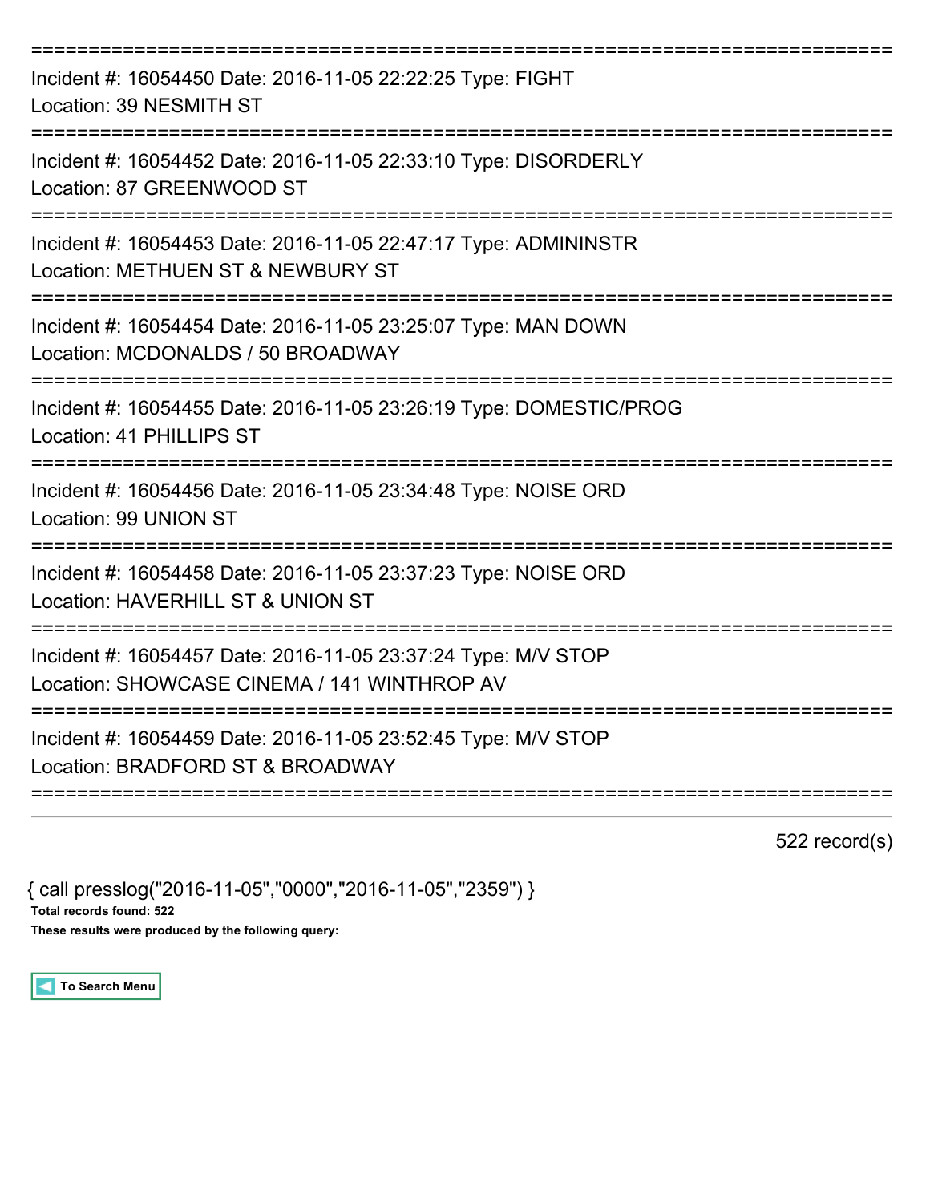===========================================================================

Incident #: 16054450 Date: 2016-11-05 22:22:25 Type: FIGHT
Location: 39 NESMITH ST

===========================================================================

Incident #: 16054452 Date: 2016-11-05 22:33:10 Type: DISORDERLY
Location: 87 GREENWOOD ST

===========================================================================

Incident #: 16054453 Date: 2016-11-05 22:47:17 Type: ADMININSTR
Location: METHUEN ST & NEWBURY ST

===========================================================================

Incident #: 16054454 Date: 2016-11-05 23:25:07 Type: MAN DOWN
Location: MCDONALDS / 50 BROADWAY

===========================================================================

Incident #: 16054455 Date: 2016-11-05 23:26:19 Type: DOMESTIC/PROG
Location: 41 PHILLIPS ST

===========================================================================

Incident #: 16054456 Date: 2016-11-05 23:34:48 Type: NOISE ORD
Location: 99 UNION ST

===========================================================================

Incident #: 16054458 Date: 2016-11-05 23:37:23 Type: NOISE ORD
Location: HAVERHILL ST & UNION ST

===========================================================================

Incident #: 16054457 Date: 2016-11-05 23:37:24 Type: M/V STOP
Location: SHOWCASE CINEMA / 141 WINTHROP AV

===========================================================================

Incident #: 16054459 Date: 2016-11-05 23:52:45 Type: M/V STOP
Location: BRADFORD ST & BROADWAY

===========================================================================

522 record(s)

{ call presslog("2016-11-05","0000","2016-11-05","2359") }

**Total records found: 522**

**These results were produced by the following query:**

To Search Menu